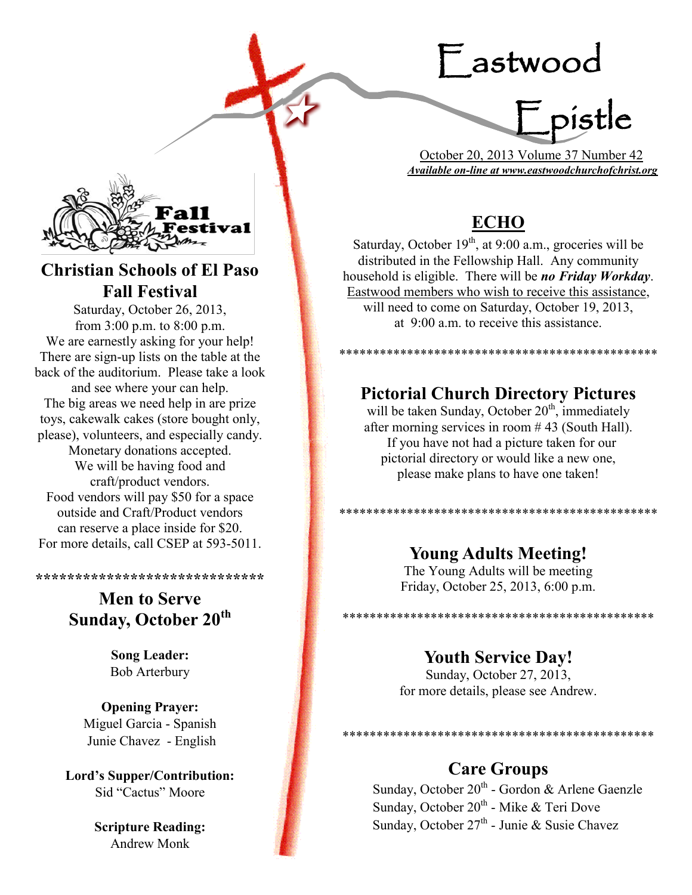# Eastwood Epistle

October 20, 2013 Volume 37 Number 42

***Available on-line at www.eastwoodchurchofchrist.org***

Fall Festival

## Christian Schools of El Paso Fall Festival

Saturday, October 26, 2013,
from 3:00 p.m. to 8:00 p.m.
We are earnestly asking for your help!
There are sign-up lists on the table at the back of the auditorium. Please take a look and see where your can help.
The big areas we need help in are prize toys, cakewalk cakes (store bought only, please), volunteers, and especially candy.
Monetary donations accepted.
We will be having food and craft/product vendors.
Food vendors will pay $50 for a space outside and Craft/Product vendors can reserve a place inside for $20.
For more details, call CSEP at 593-5011.

****************************

## Men to Serve Sunday, October 20th

**Song Leader:**
Bob Arterbury

**Opening Prayer:**
Miguel Garcia - Spanish
Junie Chavez - English

**Lord's Supper/Contribution:**
Sid "Cactus" Moore

**Scripture Reading:**
Andrew Monk

## ECHO

Saturday, October 19th, at 9:00 a.m., groceries will be distributed in the Fellowship Hall. Any community household is eligible. There will be ***no Friday Workday***. Eastwood members who wish to receive this assistance, will need to come on Saturday, October 19, 2013, at 9:00 a.m. to receive this assistance.

***********************************************

## Pictorial Church Directory Pictures

will be taken Sunday, October 20th, immediately after morning services in room # 43 (South Hall). If you have not had a picture taken for our pictorial directory or would like a new one, please make plans to have one taken!

***********************************************

## Young Adults Meeting!

The Young Adults will be meeting Friday, October 25, 2013, 6:00 p.m.

***********************************************

## Youth Service Day!

Sunday, October 27, 2013,
for more details, please see Andrew.

***********************************************

## Care Groups

Sunday, October 20th - Gordon & Arlene Gaenzle
Sunday, October 20th - Mike & Teri Dove
Sunday, October 27th - Junie & Susie Chavez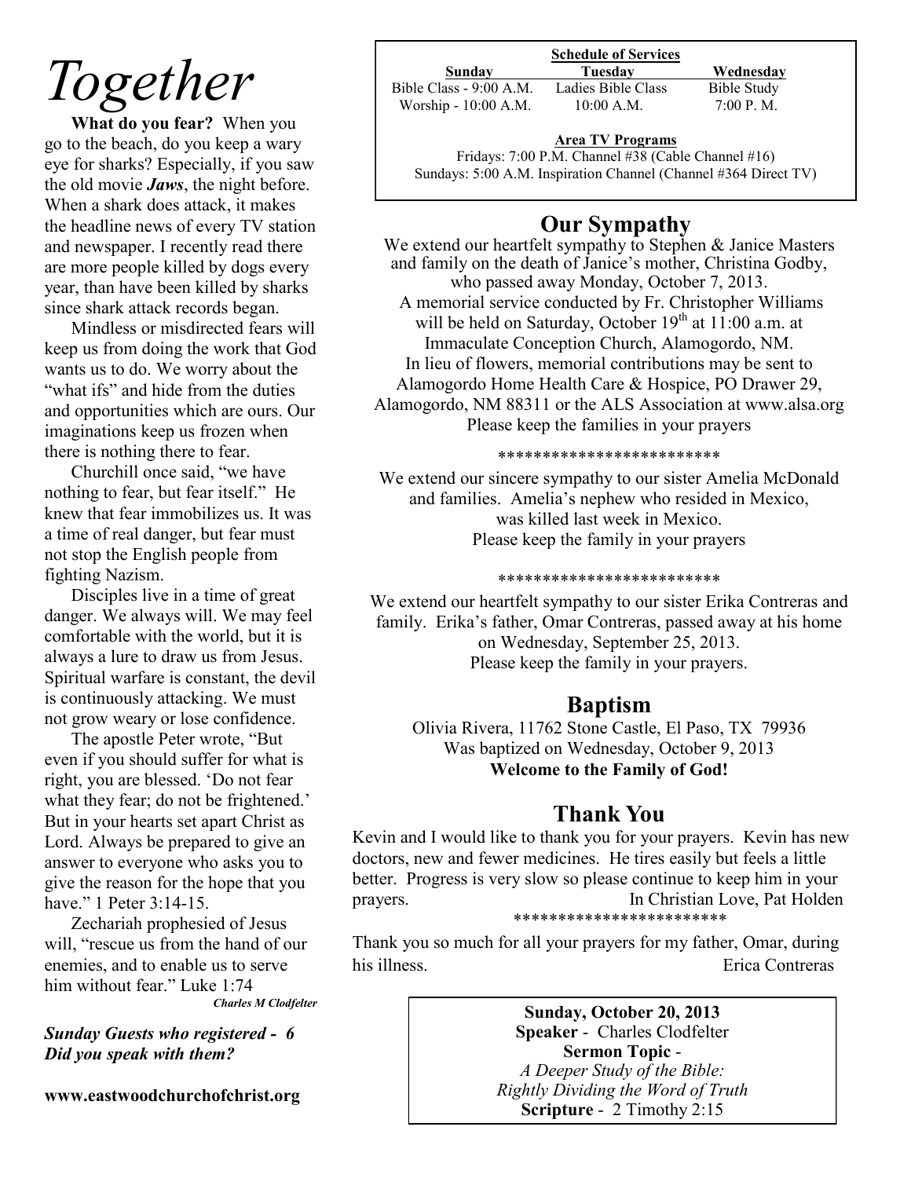# *Together*

**What do you fear?** When you go to the beach, do you keep a wary eye for sharks? Especially, if you saw the old movie ***Jaws***, the night before. When a shark does attack, it makes the headline news of every TV station and newspaper. I recently read there are more people killed by dogs every year, than have been killed by sharks since shark attack records began.

Mindless or misdirected fears will keep us from doing the work that God wants us to do. We worry about the "what ifs" and hide from the duties and opportunities which are ours. Our imaginations keep us frozen when there is nothing there to fear.

Churchill once said, "we have nothing to fear, but fear itself." He knew that fear immobilizes us. It was a time of real danger, but fear must not stop the English people from fighting Nazism.

Disciples live in a time of great danger. We always will. We may feel comfortable with the world, but it is always a lure to draw us from Jesus. Spiritual warfare is constant, the devil is continuously attacking. We must not grow weary or lose confidence.

The apostle Peter wrote, "But even if you should suffer for what is right, you are blessed. 'Do not fear what they fear; do not be frightened.' But in your hearts set apart Christ as Lord. Always be prepared to give an answer to everyone who asks you to give the reason for the hope that you have." 1 Peter 3:14-15.

Zechariah prophesied of Jesus will, "rescue us from the hand of our enemies, and to enable us to serve him without fear." Luke 1:74

*Charles M Clodfelter*

***Sunday Guests who registered - 6***
***Did you speak with them?***

**www.eastwoodchurchofchrist.org**

**Schedule of Services**

| **Sunday** | **Tuesday** | **Wednesday** |
|---|---|---|
| Bible Class - 9:00 A.M. | Ladies Bible Class | Bible Study |
| Worship - 10:00 A.M. | 10:00 A.M. | 7:00 P. M. |

**Area TV Programs**
Fridays: 7:00 P.M. Channel #38 (Cable Channel #16)
Sundays: 5:00 A.M. Inspiration Channel (Channel #364 Direct TV)

## Our Sympathy

We extend our heartfelt sympathy to Stephen & Janice Masters and family on the death of Janice's mother, Christina Godby, who passed away Monday, October 7, 2013.
A memorial service conducted by Fr. Christopher Williams will be held on Saturday, October 19th at 11:00 a.m. at Immaculate Conception Church, Alamogordo, NM.
In lieu of flowers, memorial contributions may be sent to Alamogordo Home Health Care & Hospice, PO Drawer 29, Alamogordo, NM 88311 or the ALS Association at www.alsa.org
Please keep the families in your prayers

*************************

We extend our sincere sympathy to our sister Amelia McDonald and families. Amelia's nephew who resided in Mexico, was killed last week in Mexico.
Please keep the family in your prayers

*************************

We extend our heartfelt sympathy to our sister Erika Contreras and family. Erika's father, Omar Contreras, passed away at his home on Wednesday, September 25, 2013.
Please keep the family in your prayers.

## Baptism

Olivia Rivera, 11762 Stone Castle, El Paso, TX 79936
Was baptized on Wednesday, October 9, 2013
**Welcome to the Family of God!**

## Thank You

Kevin and I would like to thank you for your prayers. Kevin has new doctors, new and fewer medicines. He tires easily but feels a little better. Progress is very slow so please continue to keep him in your prayers. In Christian Love, Pat Holden

************************

Thank you so much for all your prayers for my father, Omar, during his illness. Erica Contreras

**Sunday, October 20, 2013**
**Speaker** - Charles Clodfelter
**Sermon Topic** -
*A Deeper Study of the Bible:*
*Rightly Dividing the Word of Truth*
**Scripture** - 2 Timothy 2:15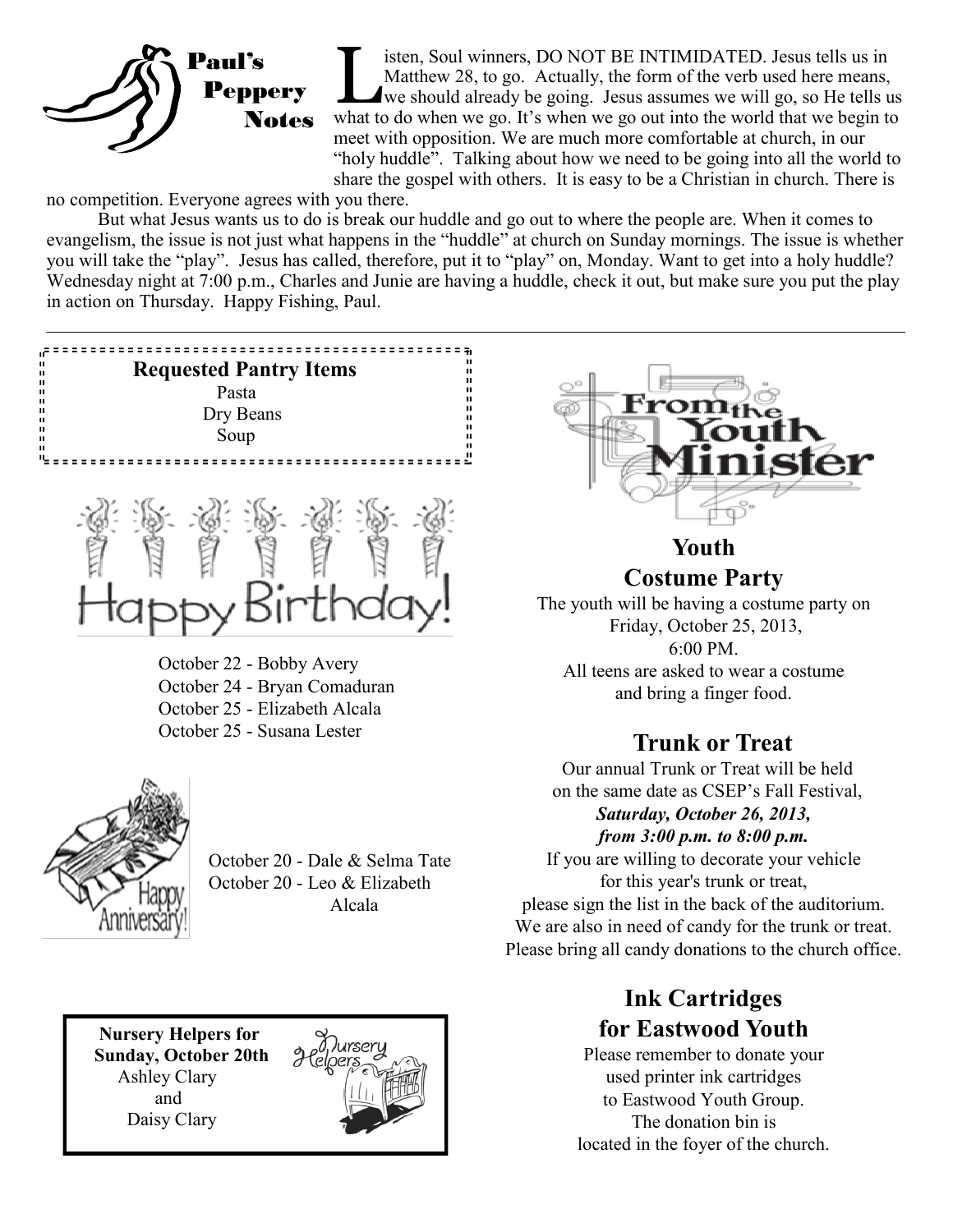## Paul's Peppery Notes

Listen, Soul winners, DO NOT BE INTIMIDATED. Jesus tells us in Matthew 28, to go. Actually, the form of the verb used here means, we should already be going. Jesus assumes we will go, so He tells us what to do when we go. It's when we go out into the world that we begin to meet with opposition. We are much more comfortable at church, in our "holy huddle". Talking about how we need to be going into all the world to share the gospel with others. It is easy to be a Christian in church. There is no competition. Everyone agrees with you there.

But what Jesus wants us to do is break our huddle and go out to where the people are. When it comes to evangelism, the issue is not just what happens in the "huddle" at church on Sunday mornings. The issue is whether you will take the "play". Jesus has called, therefore, put it to "play" on, Monday. Want to get into a holy huddle? Wednesday night at 7:00 p.m., Charles and Junie are having a huddle, check it out, but make sure you put the play in action on Thursday. Happy Fishing, Paul.

---

**Requested Pantry Items**

Pasta
Dry Beans
Soup

## Happy Birthday!

October 22 - Bobby Avery
October 24 - Bryan Comaduran
October 25 - Elizabeth Alcala
October 25 - Susana Lester

## Happy Anniversary!

October 20 - Dale & Selma Tate
October 20 - Leo & Elizabeth Alcala

**Nursery Helpers for Sunday, October 20th**

Ashley Clary
and
Daisy Clary

## From the Youth Minister

### Youth Costume Party

The youth will be having a costume party on Friday, October 25, 2013, 6:00 PM.
All teens are asked to wear a costume and bring a finger food.

### Trunk or Treat

Our annual Trunk or Treat will be held on the same date as CSEP's Fall Festival, ***Saturday, October 26, 2013, from 3:00 p.m. to 8:00 p.m.***
If you are willing to decorate your vehicle for this year's trunk or treat, please sign the list in the back of the auditorium.
We are also in need of candy for the trunk or treat.
Please bring all candy donations to the church office.

### Ink Cartridges for Eastwood Youth

Please remember to donate your used printer ink cartridges to Eastwood Youth Group.
The donation bin is located in the foyer of the church.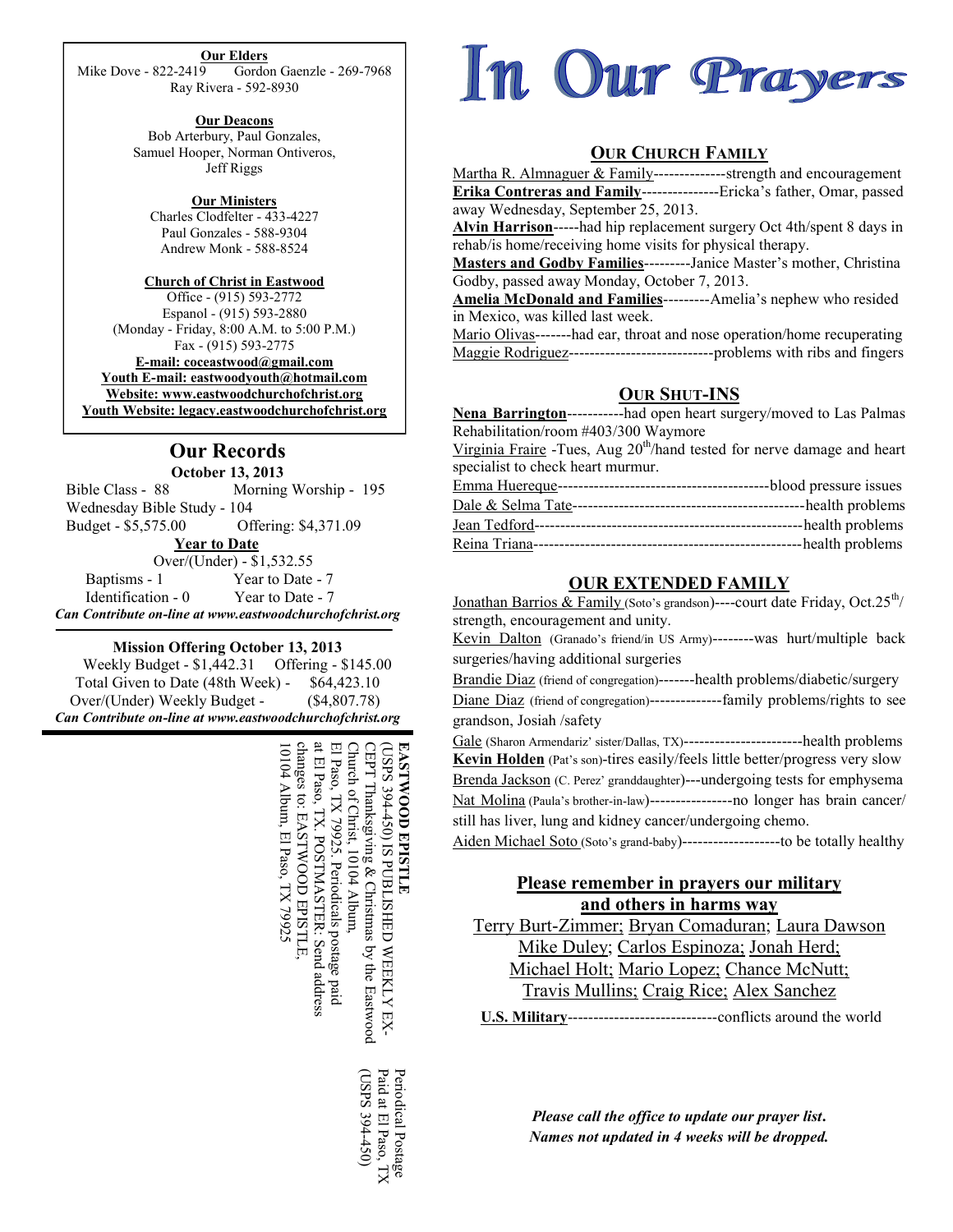**Our Elders**

Mike Dove - 822-2419  Gordon Gaenzle - 269-7968
Ray Rivera - 592-8930

**Our Deacons**

Bob Arterbury, Paul Gonzales,
Samuel Hooper, Norman Ontiveros,
Jeff Riggs

**Our Ministers**

Charles Clodfelter - 433-4227
Paul Gonzales - 588-9304
Andrew Monk - 588-8524

**Church of Christ in Eastwood**

Office - (915) 593-2772
Espanol - (915) 593-2880
(Monday - Friday, 8:00 A.M. to 5:00 P.M.)
Fax - (915) 593-2775
**E-mail: coceastwood@gmail.com**
**Youth E-mail: eastwoodyouth@hotmail.com**
**Website: www.eastwoodchurchofchrist.org**
**Youth Website: legacy.eastwoodchurchofchrist.org**

## Our Records

**October 13, 2013**

Bible Class - 88  Morning Worship - 195
Wednesday Bible Study - 104
Budget - $5,575.00  Offering: $4,371.09

**Year to Date**

Over/(Under) - $1,532.55
Baptisms - 1  Year to Date - 7
Identification - 0  Year to Date - 7

***Can Contribute on-line at www.eastwoodchurchofchrist.org***

**Mission Offering October 13, 2013**

Weekly Budget - $1,442.31  Offering - $145.00
Total Given to Date (48th Week) - $64,423.10
Over/(Under) Weekly Budget - ($4,807.78)

***Can Contribute on-line at www.eastwoodchurchofchrist.org***

**EASTWOOD EPISTLE** (USPS 394-450) IS PUBLISHED WEEKLY EXCEPT Thanksgiving & Christmas by the Eastwood Church of Christ, 10104 Album, El Paso, TX 79925. Periodicals postage paid at El Paso, TX. POSTMASTER: Send address changes to: EASTWOOD EPISTLE, 10104 Album, El Paso, TX 79925

Periodical Postage
Paid at El Paso, TX
(USPS 394-450)

# In Our Prayers

## Our Church Family

Martha R. Almnaguer & Family--------------strength and encouragement
**Erika Contreras and Family**---------------Ericka's father, Omar, passed away Wednesday, September 25, 2013.
**Alvin Harrison**-----had hip replacement surgery Oct 4th/spent 8 days in rehab/is home/receiving home visits for physical therapy.
**Masters and Godby Families**---------Janice Master's mother, Christina Godby, passed away Monday, October 7, 2013.
**Amelia McDonald and Families**---------Amelia's nephew who resided in Mexico, was killed last week.
Mario Olivas-------had ear, throat and nose operation/home recuperating
Maggie Rodriguez----------------------------problems with ribs and fingers

## Our Shut-Ins

**Nena Barrington**-----------had open heart surgery/moved to Las Palmas Rehabilitation/room #403/300 Waymore
Virginia Fraire -Tues, Aug 20th/hand tested for nerve damage and heart specialist to check heart murmur.
Emma Huereque----------------------------------------blood pressure issues
Dale & Selma Tate---------------------------------------------health problems
Jean Tedford---------------------------------------------------health problems
Reina Triana---------------------------------------------------health problems

## OUR EXTENDED FAMILY

Jonathan Barrios & Family (Soto's grandson)----court date Friday, Oct.25th/ strength, encouragement and unity.
Kevin Dalton (Granado's friend/in US Army)--------was hurt/multiple back surgeries/having additional surgeries
Brandie Diaz (friend of congregation)-------health problems/diabetic/surgery
Diane Diaz (friend of congregation)--------------family problems/rights to see grandson, Josiah /safety
Gale (Sharon Armendariz' sister/Dallas, TX)-----------------------health problems
**Kevin Holden** (Pat's son)-tires easily/feels little better/progress very slow
Brenda Jackson (C. Perez' granddaughter)---undergoing tests for emphysema
Nat Molina (Paula's brother-in-law)----------------no longer has brain cancer/ still has liver, lung and kidney cancer/undergoing chemo.
Aiden Michael Soto (Soto's grand-baby)-------------------to be totally healthy

**Please remember in prayers our military and others in harms way**

Terry Burt-Zimmer; Bryan Comaduran; Laura Dawson
Mike Duley; Carlos Espinoza; Jonah Herd;
Michael Holt; Mario Lopez; Chance McNutt;
Travis Mullins; Craig Rice; Alex Sanchez

**U.S. Military**----------------------------conflicts around the world

***Please call the office to update our prayer list.***
***Names not updated in 4 weeks will be dropped.***